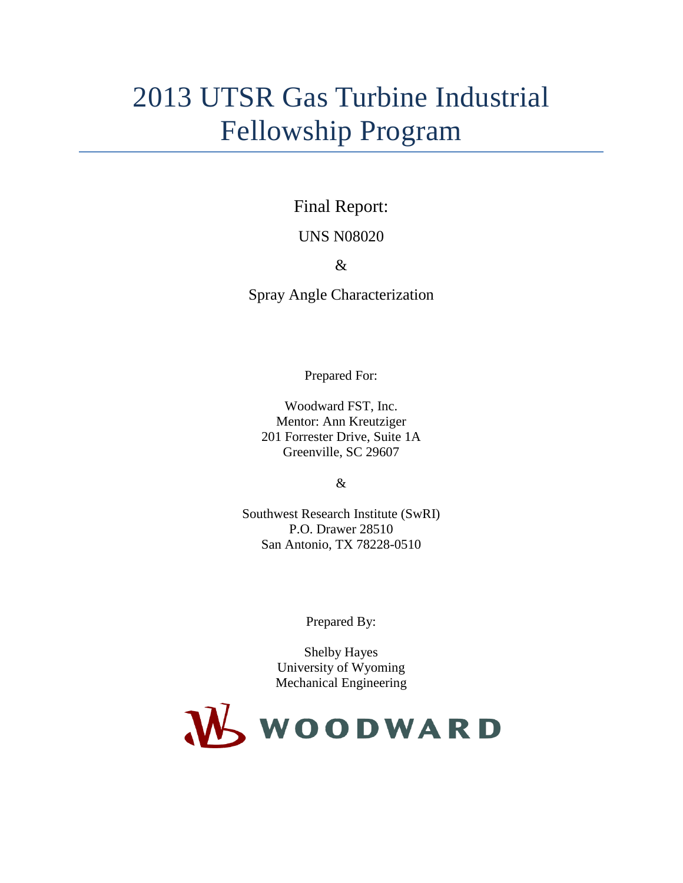# 2013 UTSR Gas Turbine Industrial Fellowship Program

Final Report:

UNS N08020

&

Spray Angle Characterization

Prepared For:

Woodward FST, Inc.
Mentor: Ann Kreutziger
201 Forrester Drive, Suite 1A
Greenville, SC 29607

&

Southwest Research Institute (SwRI)
P.O. Drawer 28510
San Antonio, TX 78228-0510

Prepared By:

Shelby Hayes
University of Wyoming
Mechanical Engineering

WOODWARD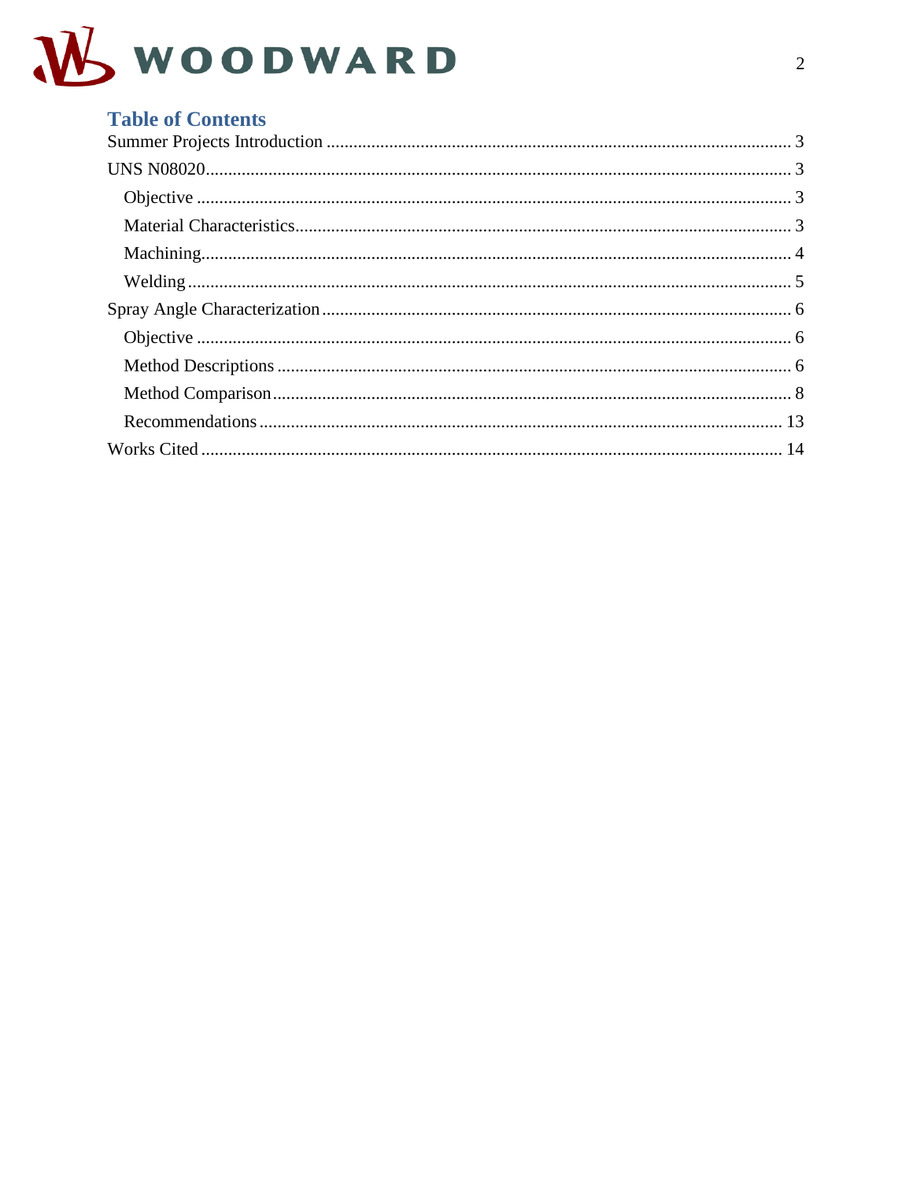## Table of Contents

Summer Projects Introduction ........................................................................................... 3

UNS N08020.................................................................................................................. 3

- Objective ..................................................................................................................... 3
- Material Characteristics................................................................................................. 3
- Machining..................................................................................................................... 4
- Welding ........................................................................................................................ 5

Spray Angle Characterization .......................................................................................... 6

- Objective ..................................................................................................................... 6
- Method Descriptions ..................................................................................................... 6
- Method Comparison...................................................................................................... 8
- Recommendations ...................................................................................................... 13

Works Cited .................................................................................................................. 14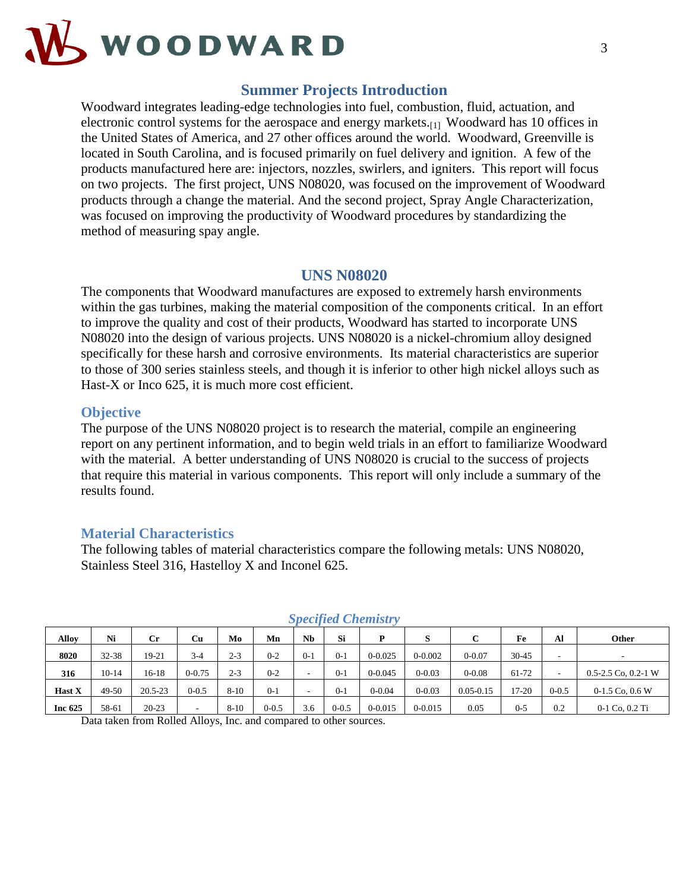## Summer Projects Introduction

Woodward integrates leading-edge technologies into fuel, combustion, fluid, actuation, and electronic control systems for the aerospace and energy markets.[1] Woodward has 10 offices in the United States of America, and 27 other offices around the world. Woodward, Greenville is located in South Carolina, and is focused primarily on fuel delivery and ignition. A few of the products manufactured here are: injectors, nozzles, swirlers, and igniters. This report will focus on two projects. The first project, UNS N08020, was focused on the improvement of Woodward products through a change the material. And the second project, Spray Angle Characterization, was focused on improving the productivity of Woodward procedures by standardizing the method of measuring spay angle.

## UNS N08020

The components that Woodward manufactures are exposed to extremely harsh environments within the gas turbines, making the material composition of the components critical. In an effort to improve the quality and cost of their products, Woodward has started to incorporate UNS N08020 into the design of various projects. UNS N08020 is a nickel-chromium alloy designed specifically for these harsh and corrosive environments. Its material characteristics are superior to those of 300 series stainless steels, and though it is inferior to other high nickel alloys such as Hast-X or Inco 625, it is much more cost efficient.

### Objective

The purpose of the UNS N08020 project is to research the material, compile an engineering report on any pertinent information, and to begin weld trials in an effort to familiarize Woodward with the material. A better understanding of UNS N08020 is crucial to the success of projects that require this material in various components. This report will only include a summary of the results found.

### Material Characteristics

The following tables of material characteristics compare the following metals: UNS N08020, Stainless Steel 316, Hastelloy X and Inconel 625.

*Specified Chemistry*

| Alloy | Ni | Cr | Cu | Mo | Mn | Nb | Si | P | S | C | Fe | Al | Other |
|---|---|---|---|---|---|---|---|---|---|---|---|---|---|
| **8020** | 32-38 | 19-21 | 3-4 | 2-3 | 0-2 | 0-1 | 0-1 | 0-0.025 | 0-0.002 | 0-0.07 | 30-45 | - | - |
| **316** | 10-14 | 16-18 | 0-0.75 | 2-3 | 0-2 | - | 0-1 | 0-0.045 | 0-0.03 | 0-0.08 | 61-72 | - | 0.5-2.5 Co, 0.2-1 W |
| **Hast X** | 49-50 | 20.5-23 | 0-0.5 | 8-10 | 0-1 | - | 0-1 | 0-0.04 | 0-0.03 | 0.05-0.15 | 17-20 | 0-0.5 | 0-1.5 Co, 0.6 W |
| **Inc 625** | 58-61 | 20-23 | - | 8-10 | 0-0.5 | 3.6 | 0-0.5 | 0-0.015 | 0-0.015 | 0.05 | 0-5 | 0.2 | 0-1 Co, 0.2 Ti |

Data taken from Rolled Alloys, Inc. and compared to other sources.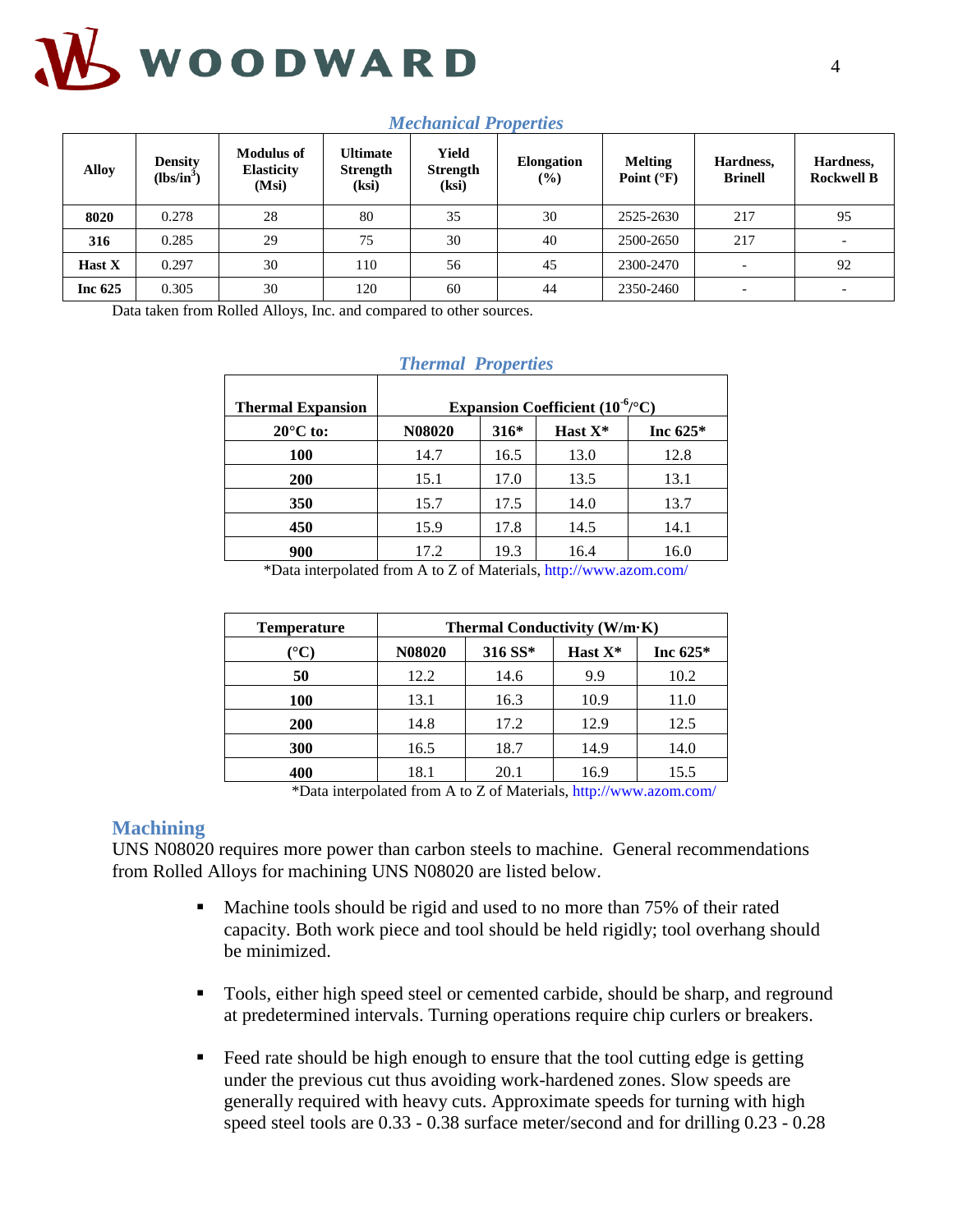### *Mechanical Properties*

| Alloy | Density (lbs/in$^3$) | Modulus of Elasticity (Msi) | Ultimate Strength (ksi) | Yield Strength (ksi) | Elongation (%) | Melting Point (°F) | Hardness, Brinell | Hardness, Rockwell B |
|---|---|---|---|---|---|---|---|---|
| **8020** | 0.278 | 28 | 80 | 35 | 30 | 2525-2630 | 217 | 95 |
| **316** | 0.285 | 29 | 75 | 30 | 40 | 2500-2650 | 217 | - |
| **Hast X** | 0.297 | 30 | 110 | 56 | 45 | 2300-2470 | - | 92 |
| **Inc 625** | 0.305 | 30 | 120 | 60 | 44 | 2350-2460 | - | - |

Data taken from Rolled Alloys, Inc. and compared to other sources.

### *Thermal Properties*

| Thermal Expansion | Expansion Coefficient ($10^{-6}$/°C) | | | |
|---|---|---|---|---|
| **20°C to:** | **N08020** | **316*** | **Hast X*** | **Inc 625*** |
| **100** | 14.7 | 16.5 | 13.0 | 12.8 |
| **200** | 15.1 | 17.0 | 13.5 | 13.1 |
| **350** | 15.7 | 17.5 | 14.0 | 13.7 |
| **450** | 15.9 | 17.8 | 14.5 | 14.1 |
| **900** | 17.2 | 19.3 | 16.4 | 16.0 |

*Data interpolated from A to Z of Materials, http://www.azom.com/

| Temperature | Thermal Conductivity (W/m·K) | | | |
|---|---|---|---|---|
| **(°C)** | **N08020** | **316 SS*** | **Hast X*** | **Inc 625*** |
| **50** | 12.2 | 14.6 | 9.9 | 10.2 |
| **100** | 13.1 | 16.3 | 10.9 | 11.0 |
| **200** | 14.8 | 17.2 | 12.9 | 12.5 |
| **300** | 16.5 | 18.7 | 14.9 | 14.0 |
| **400** | 18.1 | 20.1 | 16.9 | 15.5 |

*Data interpolated from A to Z of Materials, http://www.azom.com/

## Machining

UNS N08020 requires more power than carbon steels to machine. General recommendations from Rolled Alloys for machining UNS N08020 are listed below.

- Machine tools should be rigid and used to no more than 75% of their rated capacity. Both work piece and tool should be held rigidly; tool overhang should be minimized.

- Tools, either high speed steel or cemented carbide, should be sharp, and reground at predetermined intervals. Turning operations require chip curlers or breakers.

- Feed rate should be high enough to ensure that the tool cutting edge is getting under the previous cut thus avoiding work-hardened zones. Slow speeds are generally required with heavy cuts. Approximate speeds for turning with high speed steel tools are 0.33 - 0.38 surface meter/second and for drilling 0.23 - 0.28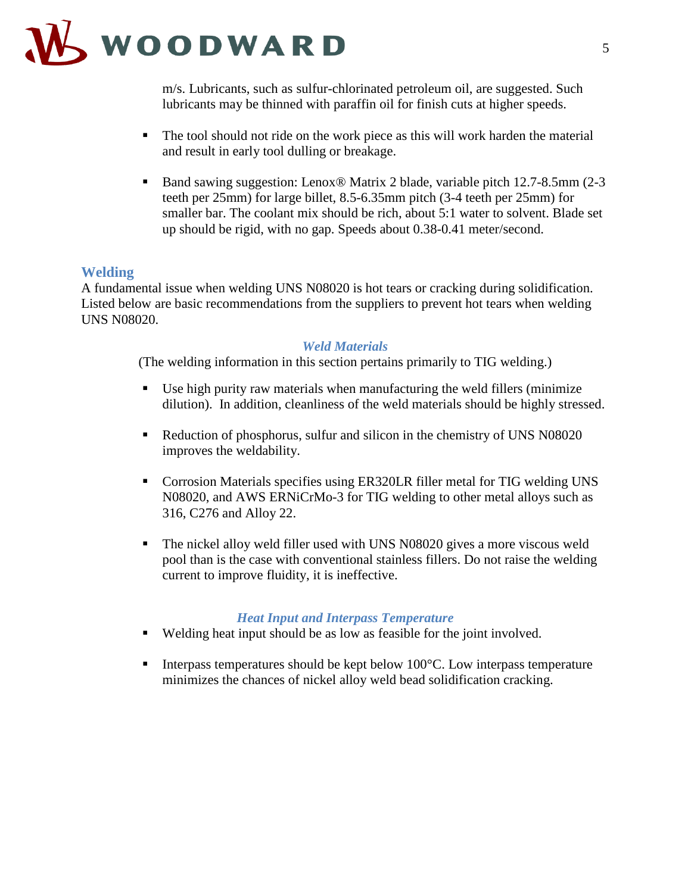m/s. Lubricants, such as sulfur-chlorinated petroleum oil, are suggested. Such lubricants may be thinned with paraffin oil for finish cuts at higher speeds.

- The tool should not ride on the work piece as this will work harden the material and result in early tool dulling or breakage.

- Band sawing suggestion: Lenox® Matrix 2 blade, variable pitch 12.7-8.5mm (2-3 teeth per 25mm) for large billet, 8.5-6.35mm pitch (3-4 teeth per 25mm) for smaller bar. The coolant mix should be rich, about 5:1 water to solvent. Blade set up should be rigid, with no gap. Speeds about 0.38-0.41 meter/second.

## Welding

A fundamental issue when welding UNS N08020 is hot tears or cracking during solidification. Listed below are basic recommendations from the suppliers to prevent hot tears when welding UNS N08020.

### *Weld Materials*

(The welding information in this section pertains primarily to TIG welding.)

- Use high purity raw materials when manufacturing the weld fillers (minimize dilution). In addition, cleanliness of the weld materials should be highly stressed.

- Reduction of phosphorus, sulfur and silicon in the chemistry of UNS N08020 improves the weldability.

- Corrosion Materials specifies using ER320LR filler metal for TIG welding UNS N08020, and AWS ERNiCrMo-3 for TIG welding to other metal alloys such as 316, C276 and Alloy 22.

- The nickel alloy weld filler used with UNS N08020 gives a more viscous weld pool than is the case with conventional stainless fillers. Do not raise the welding current to improve fluidity, it is ineffective.

### *Heat Input and Interpass Temperature*

- Welding heat input should be as low as feasible for the joint involved.

- Interpass temperatures should be kept below 100°C. Low interpass temperature minimizes the chances of nickel alloy weld bead solidification cracking.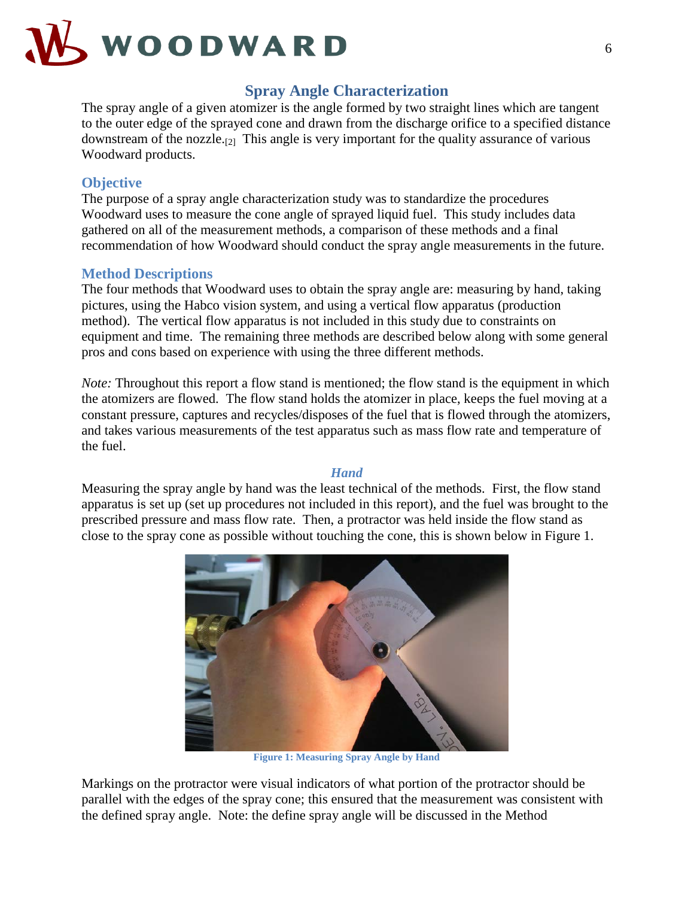## Spray Angle Characterization

The spray angle of a given atomizer is the angle formed by two straight lines which are tangent to the outer edge of the sprayed cone and drawn from the discharge orifice to a specified distance downstream of the nozzle.[2] This angle is very important for the quality assurance of various Woodward products.

### Objective

The purpose of a spray angle characterization study was to standardize the procedures Woodward uses to measure the cone angle of sprayed liquid fuel. This study includes data gathered on all of the measurement methods, a comparison of these methods and a final recommendation of how Woodward should conduct the spray angle measurements in the future.

### Method Descriptions

The four methods that Woodward uses to obtain the spray angle are: measuring by hand, taking pictures, using the Habco vision system, and using a vertical flow apparatus (production method). The vertical flow apparatus is not included in this study due to constraints on equipment and time. The remaining three methods are described below along with some general pros and cons based on experience with using the three different methods.

*Note:* Throughout this report a flow stand is mentioned; the flow stand is the equipment in which the atomizers are flowed. The flow stand holds the atomizer in place, keeps the fuel moving at a constant pressure, captures and recycles/disposes of the fuel that is flowed through the atomizers, and takes various measurements of the test apparatus such as mass flow rate and temperature of the fuel.

#### *Hand*

Measuring the spray angle by hand was the least technical of the methods. First, the flow stand apparatus is set up (set up procedures not included in this report), and the fuel was brought to the prescribed pressure and mass flow rate. Then, a protractor was held inside the flow stand as close to the spray cone as possible without touching the cone, this is shown below in Figure 1.

**Figure 1: Measuring Spray Angle by Hand**

Markings on the protractor were visual indicators of what portion of the protractor should be parallel with the edges of the spray cone; this ensured that the measurement was consistent with the defined spray angle. Note: the define spray angle will be discussed in the Method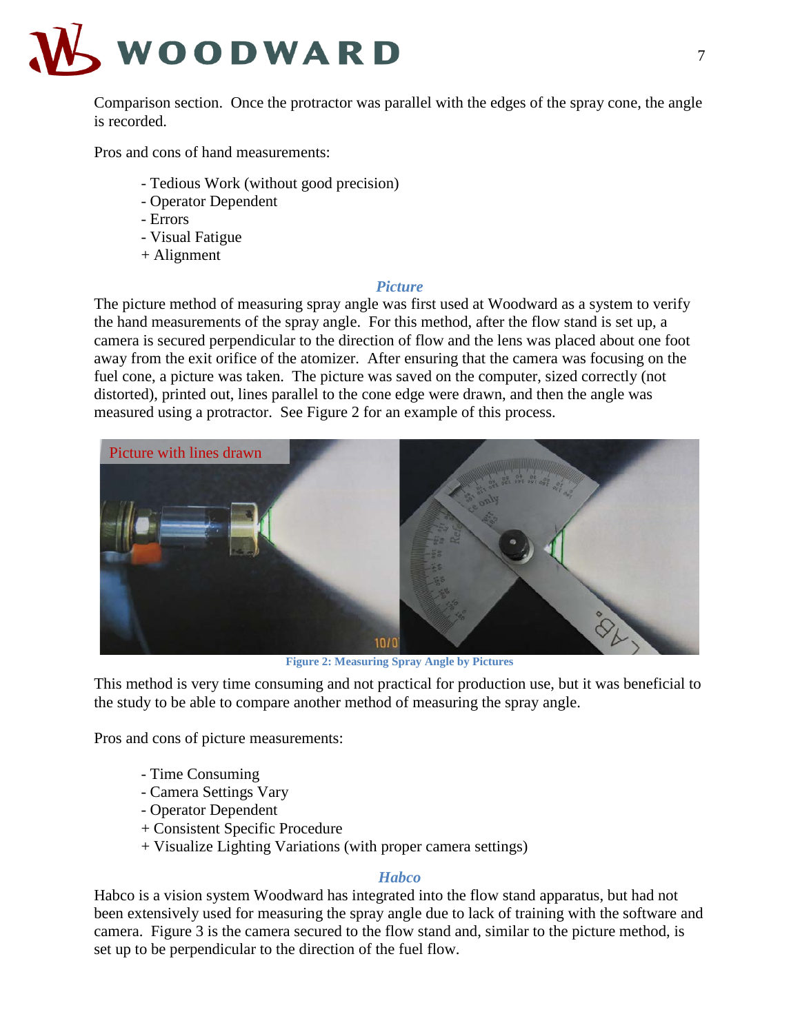Comparison section. Once the protractor was parallel with the edges of the spray cone, the angle is recorded.

Pros and cons of hand measurements:

- Tedious Work (without good precision)
- Operator Dependent
- Errors
- Visual Fatigue
+ Alignment

### *Picture*

The picture method of measuring spray angle was first used at Woodward as a system to verify the hand measurements of the spray angle. For this method, after the flow stand is set up, a camera is secured perpendicular to the direction of flow and the lens was placed about one foot away from the exit orifice of the atomizer. After ensuring that the camera was focusing on the fuel cone, a picture was taken. The picture was saved on the computer, sized correctly (not distorted), printed out, lines parallel to the cone edge were drawn, and then the angle was measured using a protractor. See Figure 2 for an example of this process.

**Figure 2: Measuring Spray Angle by Pictures**

This method is very time consuming and not practical for production use, but it was beneficial to the study to be able to compare another method of measuring the spray angle.

Pros and cons of picture measurements:

- Time Consuming
- Camera Settings Vary
- Operator Dependent
+ Consistent Specific Procedure
+ Visualize Lighting Variations (with proper camera settings)

### *Habco*

Habco is a vision system Woodward has integrated into the flow stand apparatus, but had not been extensively used for measuring the spray angle due to lack of training with the software and camera. Figure 3 is the camera secured to the flow stand and, similar to the picture method, is set up to be perpendicular to the direction of the fuel flow.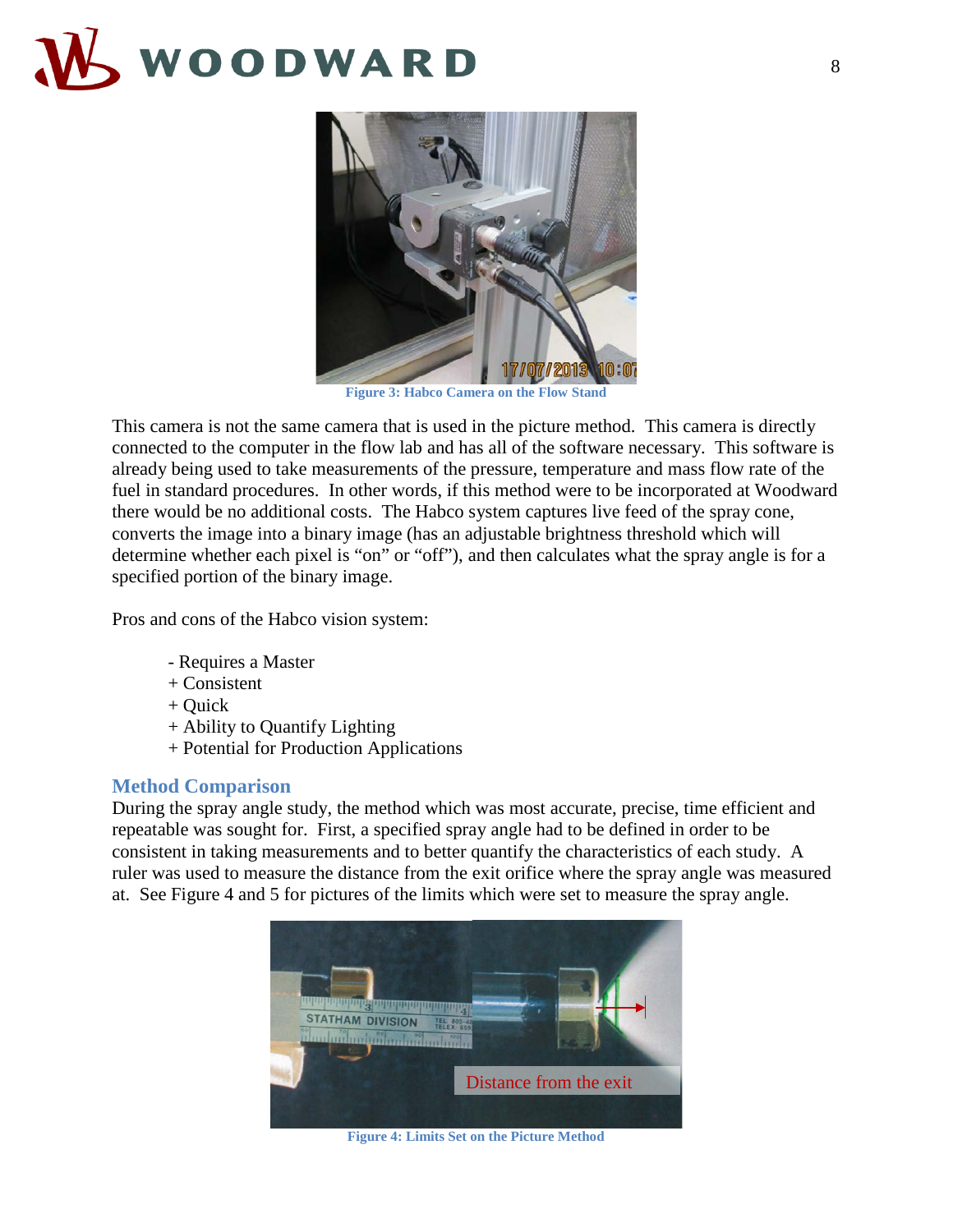Figure 3: Habco Camera on the Flow Stand

This camera is not the same camera that is used in the picture method. This camera is directly connected to the computer in the flow lab and has all of the software necessary. This software is already being used to take measurements of the pressure, temperature and mass flow rate of the fuel in standard procedures. In other words, if this method were to be incorporated at Woodward there would be no additional costs. The Habco system captures live feed of the spray cone, converts the image into a binary image (has an adjustable brightness threshold which will determine whether each pixel is “on” or “off”), and then calculates what the spray angle is for a specified portion of the binary image.

Pros and cons of the Habco vision system:

- \- Requires a Master
- \+ Consistent
- \+ Quick
- \+ Ability to Quantify Lighting
- \+ Potential for Production Applications

## Method Comparison

During the spray angle study, the method which was most accurate, precise, time efficient and repeatable was sought for. First, a specified spray angle had to be defined in order to be consistent in taking measurements and to better quantify the characteristics of each study. A ruler was used to measure the distance from the exit orifice where the spray angle was measured at. See Figure 4 and 5 for pictures of the limits which were set to measure the spray angle.

Figure 4: Limits Set on the Picture Method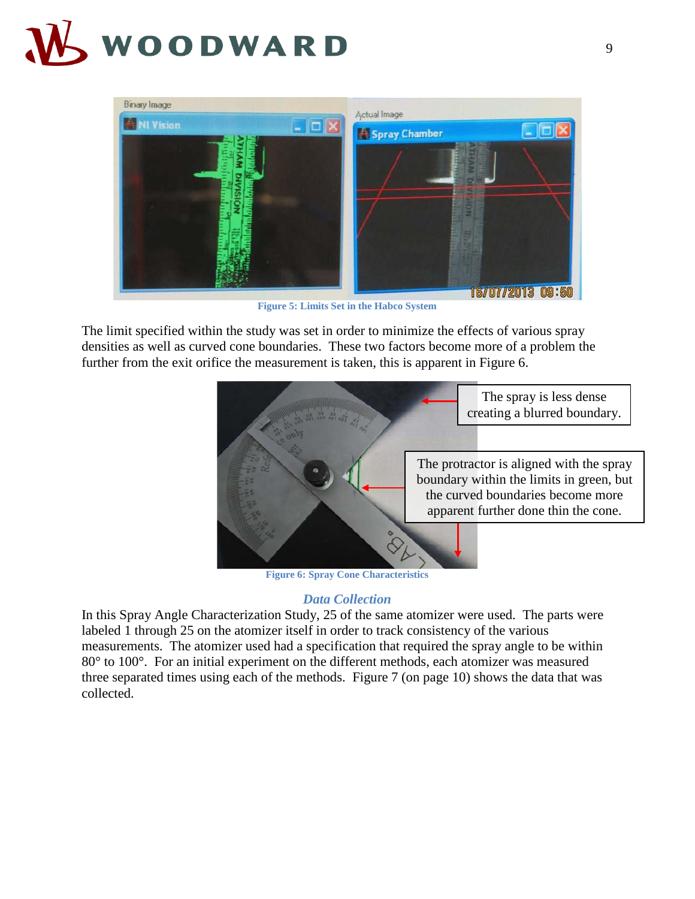Figure 5: Limits Set in the Habco System

The limit specified within the study was set in order to minimize the effects of various spray densities as well as curved cone boundaries. These two factors become more of a problem the further from the exit orifice the measurement is taken, this is apparent in Figure 6.

Figure 6: Spray Cone Characteristics

### *Data Collection*

In this Spray Angle Characterization Study, 25 of the same atomizer were used. The parts were labeled 1 through 25 on the atomizer itself in order to track consistency of the various measurements. The atomizer used had a specification that required the spray angle to be within 80° to 100°. For an initial experiment on the different methods, each atomizer was measured three separated times using each of the methods. Figure 7 (on page 10) shows the data that was collected.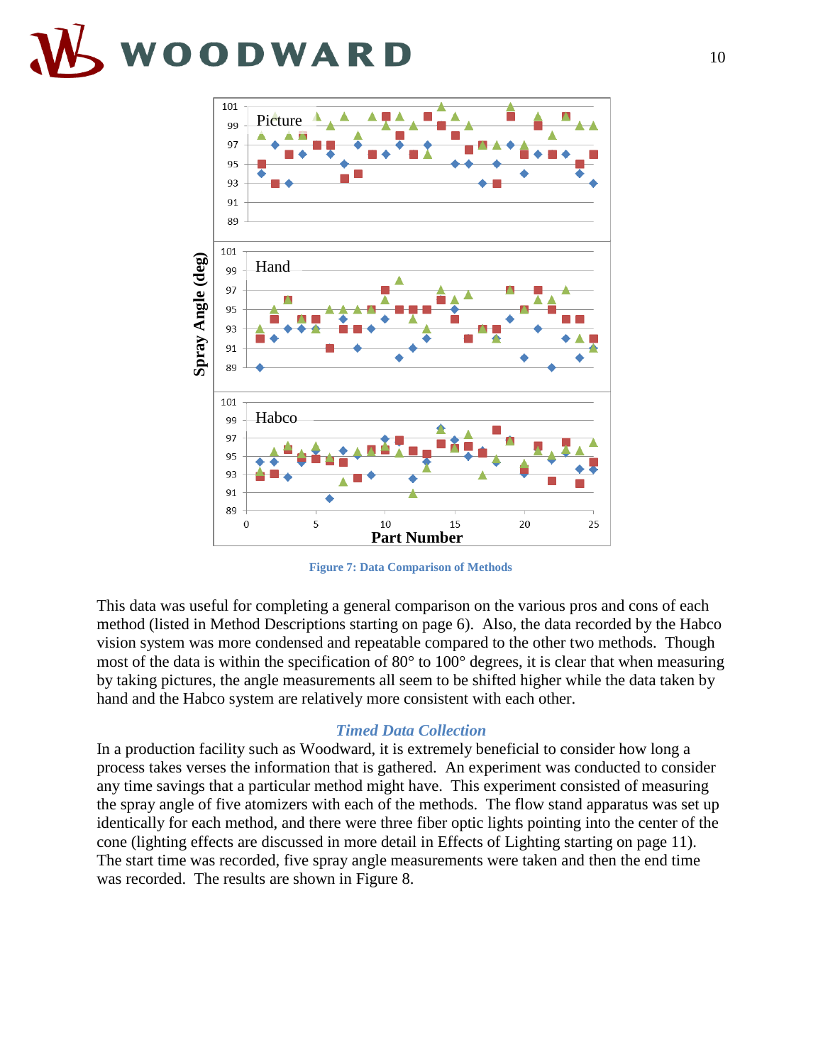Figure 7: Data Comparison of Methods

This data was useful for completing a general comparison on the various pros and cons of each method (listed in Method Descriptions starting on page 6). Also, the data recorded by the Habco vision system was more condensed and repeatable compared to the other two methods. Though most of the data is within the specification of 80° to 100° degrees, it is clear that when measuring by taking pictures, the angle measurements all seem to be shifted higher while the data taken by hand and the Habco system are relatively more consistent with each other.

### *Timed Data Collection*

In a production facility such as Woodward, it is extremely beneficial to consider how long a process takes verses the information that is gathered. An experiment was conducted to consider any time savings that a particular method might have. This experiment consisted of measuring the spray angle of five atomizers with each of the methods. The flow stand apparatus was set up identically for each method, and there were three fiber optic lights pointing into the center of the cone (lighting effects are discussed in more detail in Effects of Lighting starting on page 11). The start time was recorded, five spray angle measurements were taken and then the end time was recorded. The results are shown in Figure 8.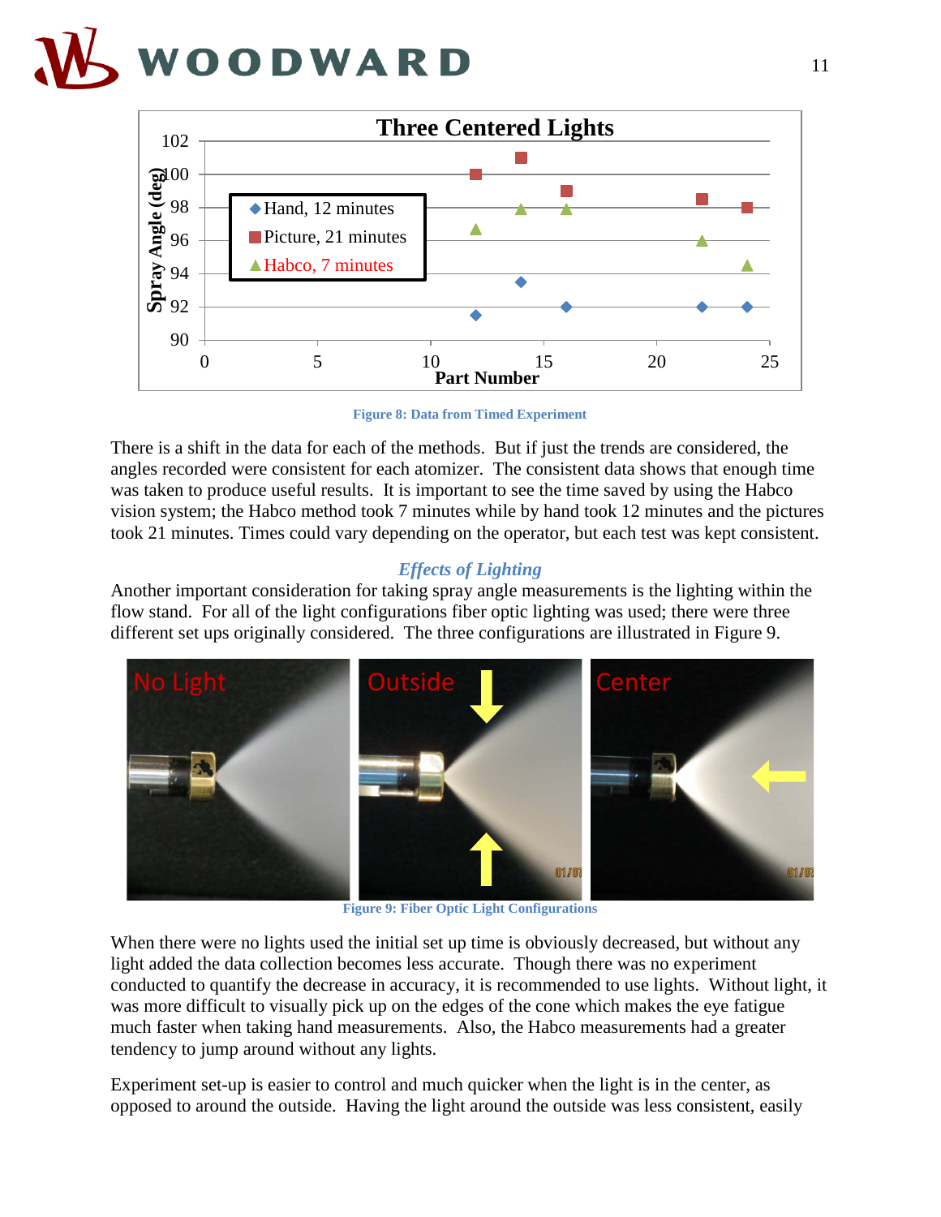Figure 8: Data from Timed Experiment

There is a shift in the data for each of the methods. But if just the trends are considered, the angles recorded were consistent for each atomizer. The consistent data shows that enough time was taken to produce useful results. It is important to see the time saved by using the Habco vision system; the Habco method took 7 minutes while by hand took 12 minutes and the pictures took 21 minutes. Times could vary depending on the operator, but each test was kept consistent.

### *Effects of Lighting*

Another important consideration for taking spray angle measurements is the lighting within the flow stand. For all of the light configurations fiber optic lighting was used; there were three different set ups originally considered. The three configurations are illustrated in Figure 9.

Figure 9: Fiber Optic Light Configurations

When there were no lights used the initial set up time is obviously decreased, but without any light added the data collection becomes less accurate. Though there was no experiment conducted to quantify the decrease in accuracy, it is recommended to use lights. Without light, it was more difficult to visually pick up on the edges of the cone which makes the eye fatigue much faster when taking hand measurements. Also, the Habco measurements had a greater tendency to jump around without any lights.

Experiment set-up is easier to control and much quicker when the light is in the center, as opposed to around the outside. Having the light around the outside was less consistent, easily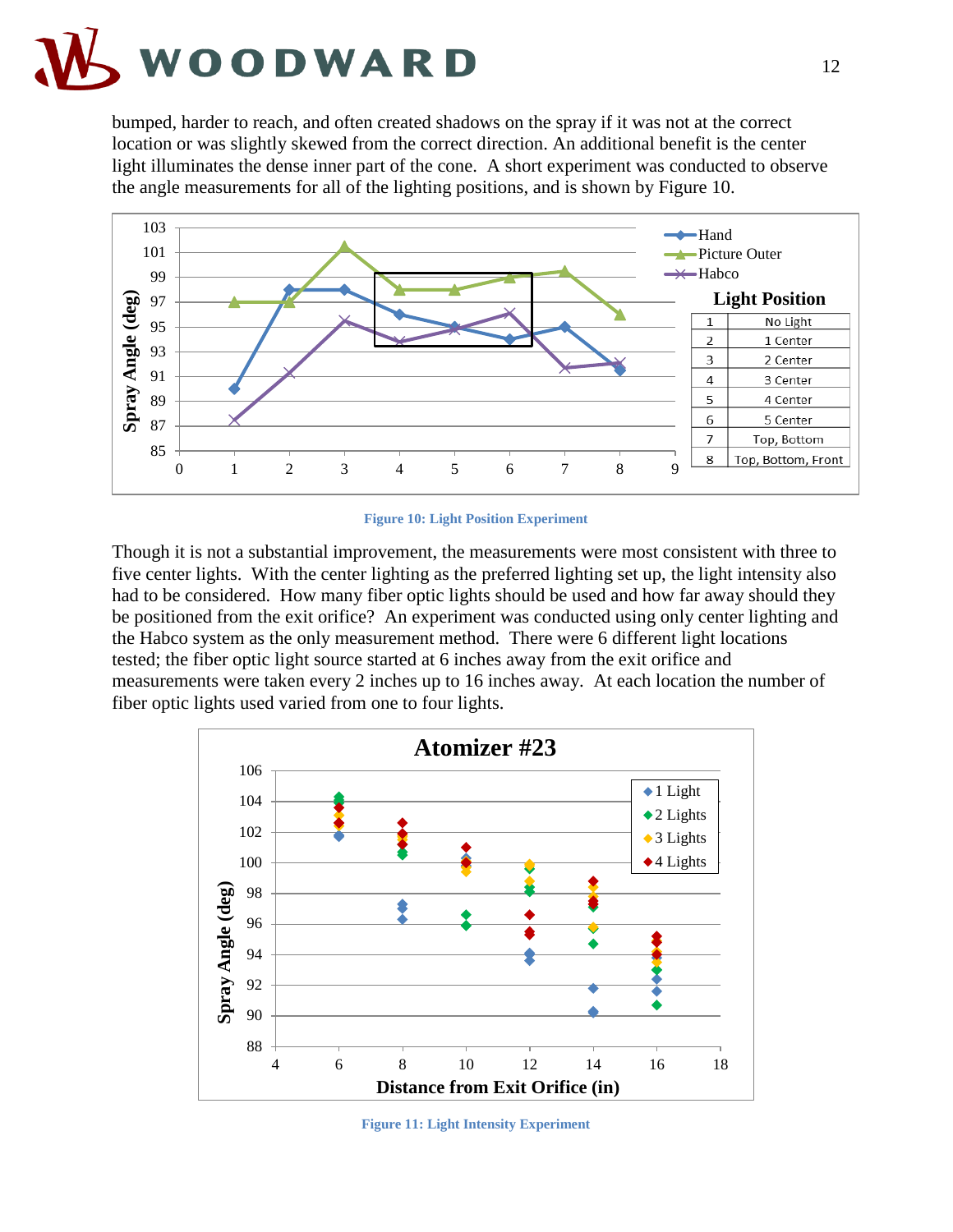bumped, harder to reach, and often created shadows on the spray if it was not at the correct location or was slightly skewed from the correct direction. An additional benefit is the center light illuminates the dense inner part of the cone. A short experiment was conducted to observe the angle measurements for all of the lighting positions, and is shown by Figure 10.

**Light Position**

| | |
|---|---|
| 1 | No Light |
| 2 | 1 Center |
| 3 | 2 Center |
| 4 | 3 Center |
| 5 | 4 Center |
| 6 | 5 Center |
| 7 | Top, Bottom |
| 8 | Top, Bottom, Front |

Figure 10: Light Position Experiment

Though it is not a substantial improvement, the measurements were most consistent with three to five center lights. With the center lighting as the preferred lighting set up, the light intensity also had to be considered. How many fiber optic lights should be used and how far away should they be positioned from the exit orifice? An experiment was conducted using only center lighting and the Habco system as the only measurement method. There were 6 different light locations tested; the fiber optic light source started at 6 inches away from the exit orifice and measurements were taken every 2 inches up to 16 inches away. At each location the number of fiber optic lights used varied from one to four lights.

Figure 11: Light Intensity Experiment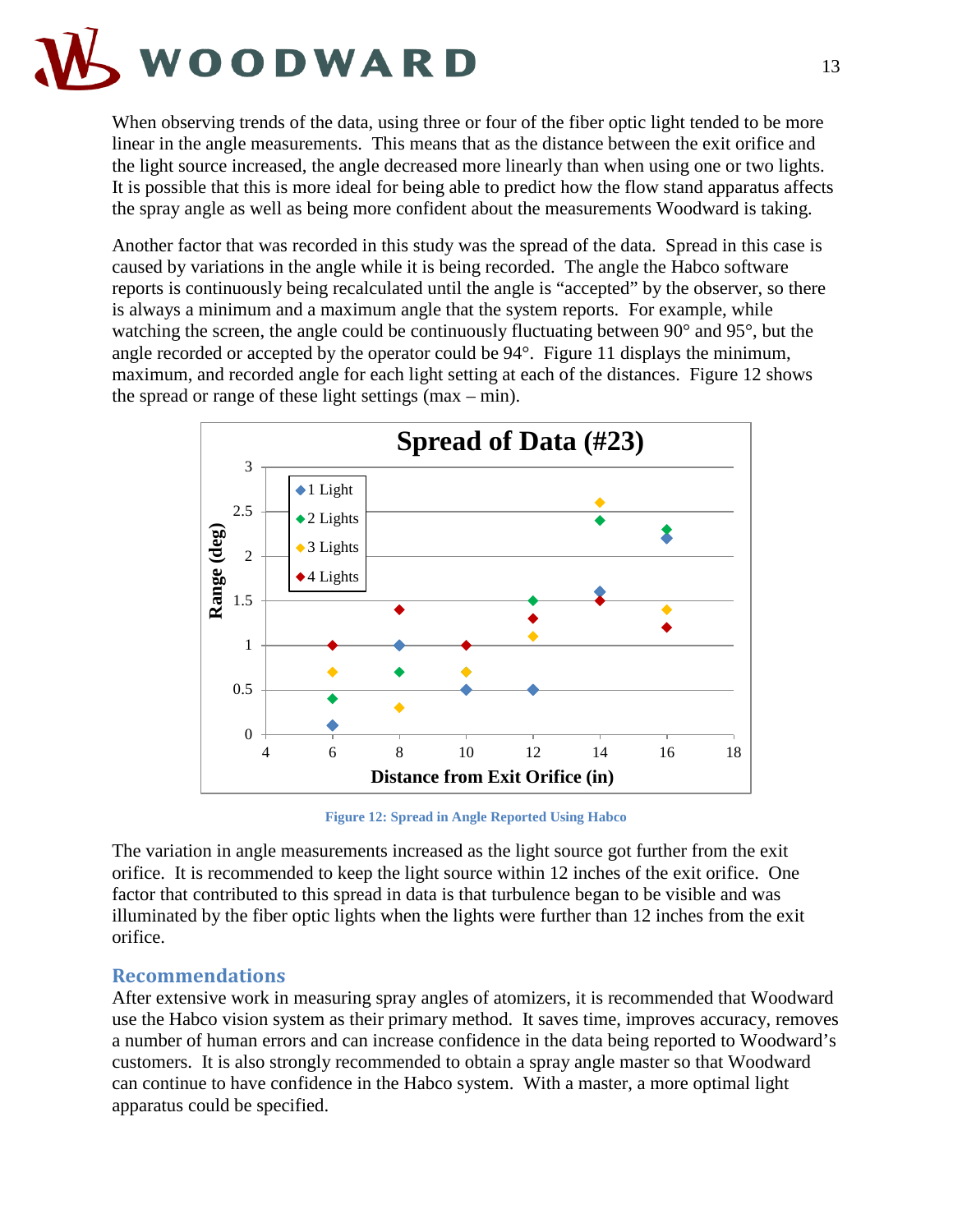When observing trends of the data, using three or four of the fiber optic light tended to be more linear in the angle measurements. This means that as the distance between the exit orifice and the light source increased, the angle decreased more linearly than when using one or two lights. It is possible that this is more ideal for being able to predict how the flow stand apparatus affects the spray angle as well as being more confident about the measurements Woodward is taking.

Another factor that was recorded in this study was the spread of the data. Spread in this case is caused by variations in the angle while it is being recorded. The angle the Habco software reports is continuously being recalculated until the angle is "accepted" by the observer, so there is always a minimum and a maximum angle that the system reports. For example, while watching the screen, the angle could be continuously fluctuating between 90° and 95°, but the angle recorded or accepted by the operator could be 94°. Figure 11 displays the minimum, maximum, and recorded angle for each light setting at each of the distances. Figure 12 shows the spread or range of these light settings (max – min).

**Figure 12: Spread in Angle Reported Using Habco**

The variation in angle measurements increased as the light source got further from the exit orifice. It is recommended to keep the light source within 12 inches of the exit orifice. One factor that contributed to this spread in data is that turbulence began to be visible and was illuminated by the fiber optic lights when the lights were further than 12 inches from the exit orifice.

## Recommendations

After extensive work in measuring spray angles of atomizers, it is recommended that Woodward use the Habco vision system as their primary method. It saves time, improves accuracy, removes a number of human errors and can increase confidence in the data being reported to Woodward's customers. It is also strongly recommended to obtain a spray angle master so that Woodward can continue to have confidence in the Habco system. With a master, a more optimal light apparatus could be specified.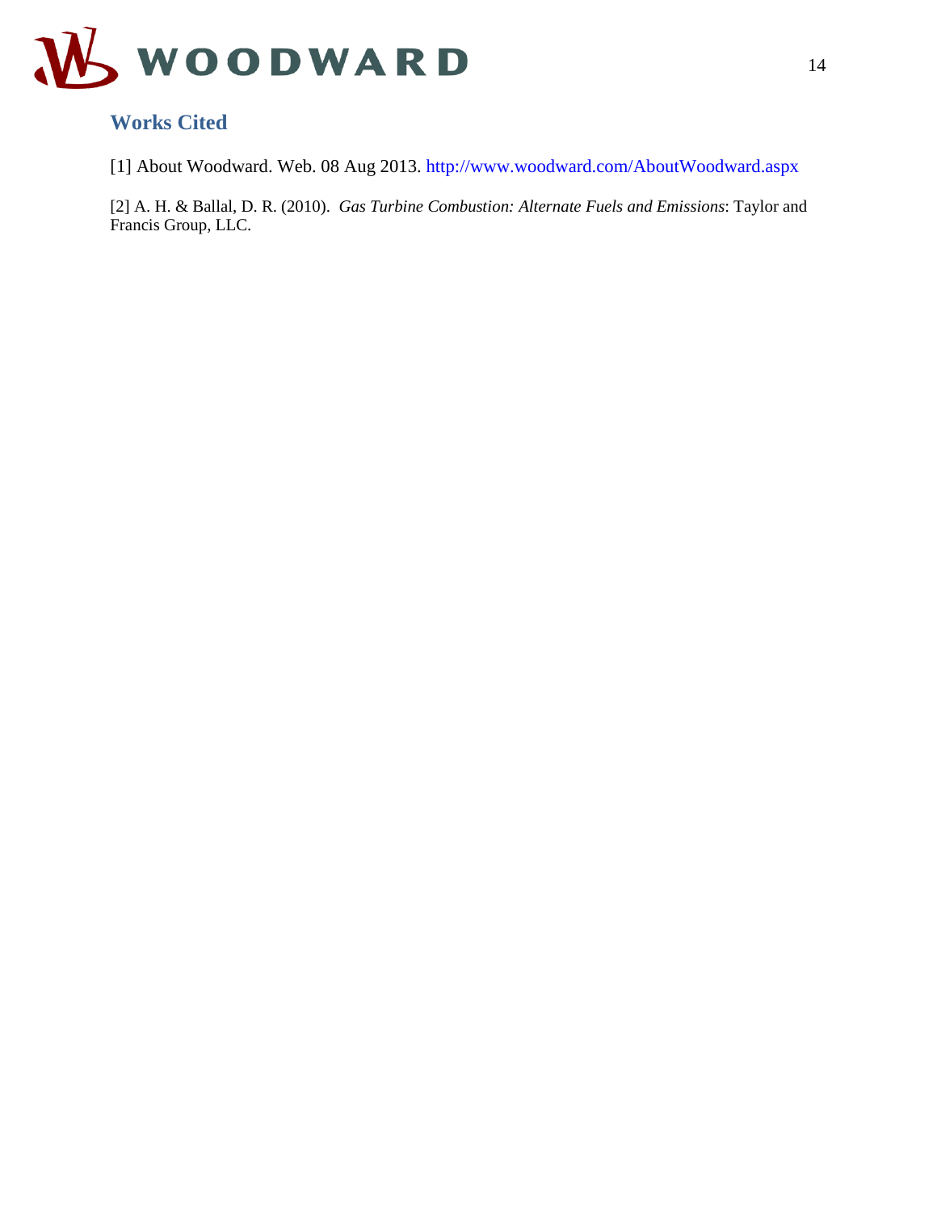## Works Cited

[1] About Woodward. Web. 08 Aug 2013. http://www.woodward.com/AboutWoodward.aspx

[2] A. H. & Ballal, D. R. (2010). *Gas Turbine Combustion: Alternate Fuels and Emissions*: Taylor and Francis Group, LLC.